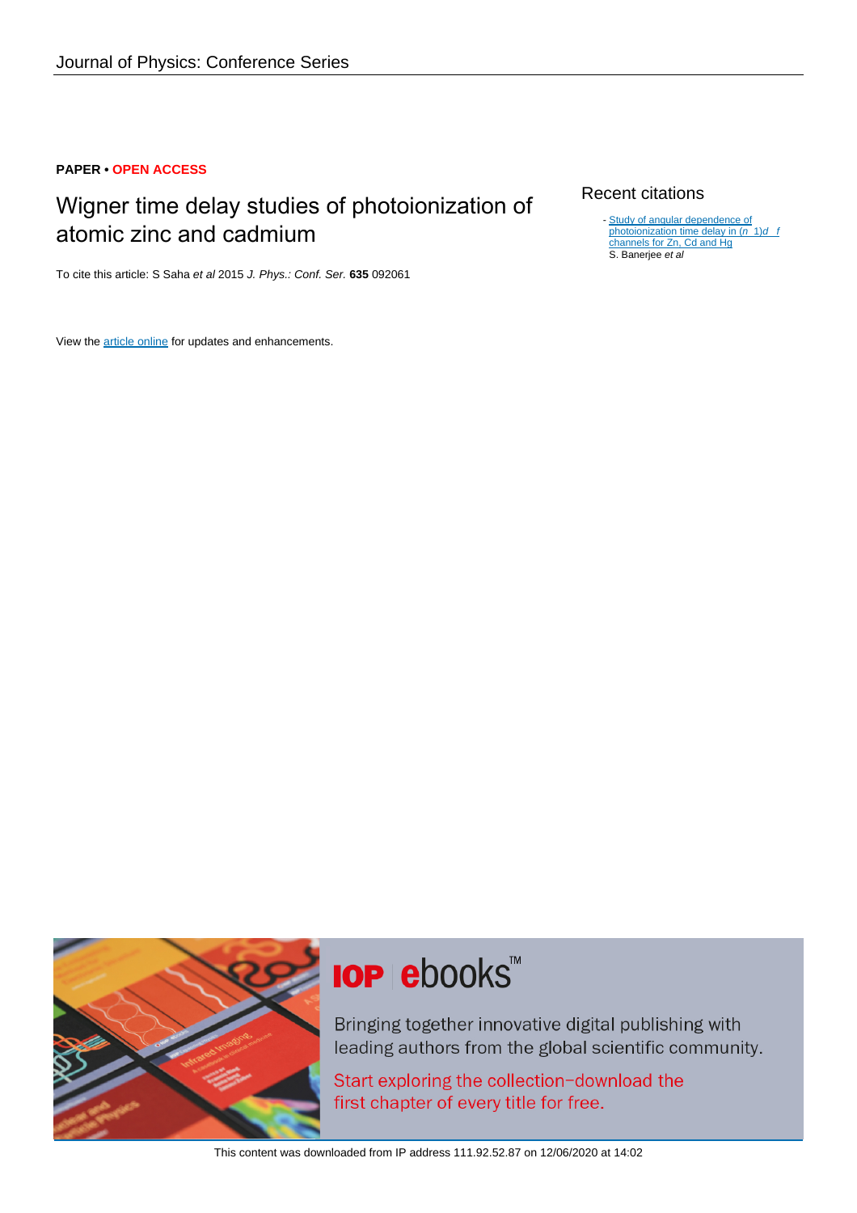Journal of Physics: Conference Series

**PAPER • OPEN ACCESS**

# Wigner time delay studies of photoionization of atomic zinc and cadmium

To cite this article: S Saha *et al* 2015 *J. Phys.: Conf. Ser.* **635** 092061

View the article online for updates and enhancements.

## Recent citations

- Study of angular dependence of photoionization time delay in $(n-1)d \rightarrow f$ channels for Zn, Cd and Hg
  S. Banerjee *et al*

**IOP ebooks™**

Bringing together innovative digital publishing with leading authors from the global scientific community.

Start exploring the collection–download the first chapter of every title for free.

This content was downloaded from IP address 111.92.52.87 on 12/06/2020 at 14:02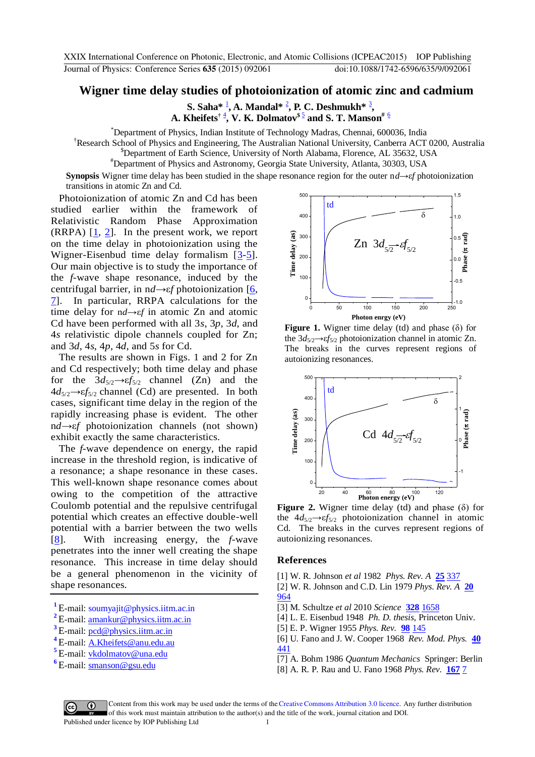# Wigner time delay studies of photoionization of atomic zinc and cadmium

**S. Saha*** [1]**, A. Mandal*** [2]**, P. C. Deshmukh*** [3]**,**
**A. Kheifets**† [4]**, V. K. Dolmatov**$ [5] **and S. T. Manson**# [6]

*Department of Physics, Indian Institute of Technology Madras, Chennai, 600036, India
†Research School of Physics and Engineering, The Australian National University, Canberra ACT 0200, Australia
$Department of Earth Science, University of North Alabama, Florence, AL 35632, USA
#Department of Physics and Astronomy, Georgia State University, Atlanta, 30303, USA

**Synopsis** Wigner time delay has been studied in the shape resonance region for the outer n*d*→ε*f* photoionization transitions in atomic Zn and Cd.

Photoionization of atomic Zn and Cd has been studied earlier within the framework of Relativistic Random Phase Approximation (RRPA) [1, 2]. In the present work, we report on the time delay in photoionization using the Wigner-Eisenbud time delay formalism [3-5]. Our main objective is to study the importance of the *f*-wave shape resonance, induced by the centrifugal barrier, in n*d*→ε*f* photoionization [6, 7]. In particular, RRPA calculations for the time delay for n*d*→ε*f* in atomic Zn and atomic Cd have been performed with all 3*s*, 3*p*, 3*d*, and 4*s* relativistic dipole channels coupled for Zn; and 3*d*, 4*s*, 4*p*, 4*d*, and 5*s* for Cd.

The results are shown in Figs. 1 and 2 for Zn and Cd respectively; both time delay and phase for the $3d_{5/2}$→ε$f_{5/2}$ channel (Zn) and the $4d_{5/2}$→ε$f_{5/2}$ channel (Cd) are presented. In both cases, significant time delay in the region of the rapidly increasing phase is evident. The other n*d*→ε*f* photoionization channels (not shown) exhibit exactly the same characteristics.

The *f*-wave dependence on energy, the rapid increase in the threshold region, is indicative of a resonance; a shape resonance in these cases. This well-known shape resonance comes about owing to the competition of the attractive Coulomb potential and the repulsive centrifugal potential which creates an effective double-well potential with a barrier between the two wells [8]. With increasing energy, the *f*-wave penetrates into the inner well creating the shape resonance. This increase in time delay should be a general phenomenon in the vicinity of shape resonances.

td
δ
Zn $3d_{5/2}$→ε$f_{5/2}$
Time delay (as)
Phase (π rad)
Photon enrgy (eV)
0 100 200 300 400 500
-1.0 -0.5 0.0 0.5 1.0 1.5
0 50 100 150 200 250

**Figure 1.** Wigner time delay (td) and phase (δ) for the $3d_{5/2}$→ε$f_{5/2}$ photoionization channel in atomic Zn. The breaks in the curves represent regions of autoionizing resonances.

td
δ
Cd $4d_{5/2}$→ε$f_{5/2}$
Time delay (as)
Phase (π rad)
Photon energy (eV)
0 100 200 300 400 500
-1 0 1 2
20 40 60 80 100 120

**Figure 2.** Wigner time delay (td) and phase (δ) for the $4d_{5/2}$→ε$f_{5/2}$ photoionization channel in atomic Cd. The breaks in the curves represent regions of autoionizing resonances.

## References

[1] W. R. Johnson *et al* 1982 *Phys. Rev. A* **25** 337
[2] W. R. Johnson and C.D. Lin 1979 *Phys. Rev. A* **20** 964
[3] M. Schultze *et al* 2010 *Science* **328** 1658
[4] L. E. Eisenbud 1948 *Ph. D. thesis*, Princeton Univ.
[5] E. P. Wigner 1955 *Phys. Rev.* **98** 145
[6] U. Fano and J. W. Cooper 1968 *Rev. Mod. Phys.* **40** 441
[7] A. Bohm 1986 *Quantum Mechanics* Springer: Berlin
[8] A. R. P. Rau and U. Fano 1968 *Phys. Rev.* **167** 7

---

[1] E-mail: soumyajit@physics.iitm.ac.in
[2] E-mail: amankur@physics.iitm.ac.in
[3] E-mail: pcd@physics.iitm.ac.in
[4] E-mail: A.Kheifets@anu.edu.au
[5] E-mail: vkdolmatov@una.edu
[6] E-mail: smanson@gsu.edu

Content from this work may be used under the terms of the Creative Commons Attribution 3.0 licence. Any further distribution of this work must maintain attribution to the author(s) and the title of the work, journal citation and DOI.
Published under licence by IOP Publishing Ltd